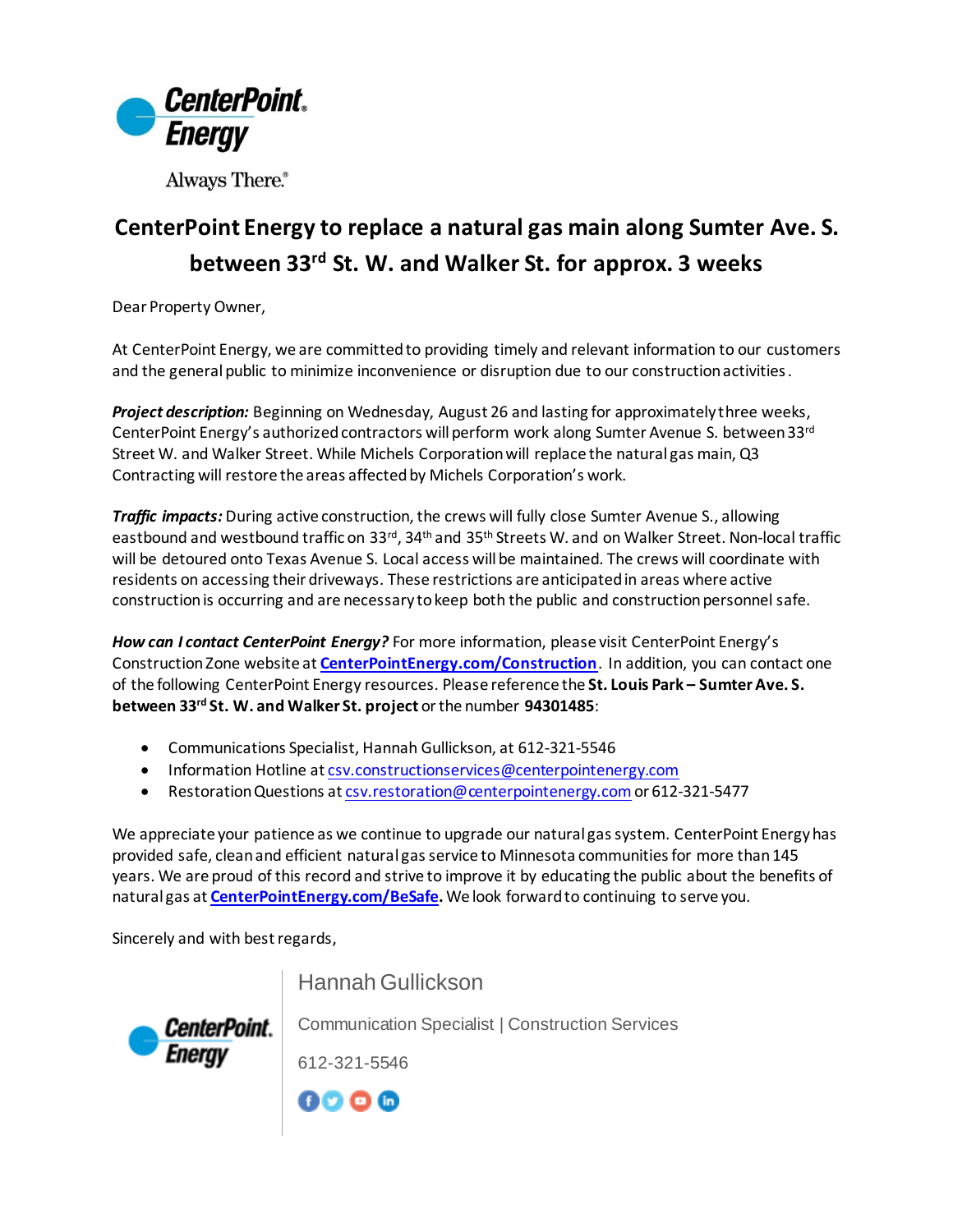CenterPoint Energy

Always There.®

# CenterPoint Energy to replace a natural gas main along Sumter Ave. S. between 33rd St. W. and Walker St. for approx. 3 weeks

Dear Property Owner,

At CenterPoint Energy, we are committed to providing timely and relevant information to our customers and the general public to minimize inconvenience or disruption due to our construction activities.

***Project description:*** Beginning on Wednesday, August 26 and lasting for approximately three weeks, CenterPoint Energy's authorized contractors will perform work along Sumter Avenue S. between 33rd Street W. and Walker Street. While Michels Corporation will replace the natural gas main, Q3 Contracting will restore the areas affected by Michels Corporation's work.

***Traffic impacts:*** During active construction, the crews will fully close Sumter Avenue S., allowing eastbound and westbound traffic on 33rd, 34th and 35th Streets W. and on Walker Street. Non-local traffic will be detoured onto Texas Avenue S. Local access will be maintained. The crews will coordinate with residents on accessing their driveways. These restrictions are anticipated in areas where active construction is occurring and are necessary to keep both the public and construction personnel safe.

***How can I contact CenterPoint Energy?*** For more information, please visit CenterPoint Energy's Construction Zone website at **CenterPointEnergy.com/Construction**. In addition, you can contact one of the following CenterPoint Energy resources. Please reference the **St. Louis Park – Sumter Ave. S. between 33rd St. W. and Walker St. project** or the number **94301485**:

- Communications Specialist, Hannah Gullickson, at 612-321-5546
- Information Hotline at csv.constructionservices@centerpointenergy.com
- Restoration Questions at csv.restoration@centerpointenergy.com or 612-321-5477

We appreciate your patience as we continue to upgrade our natural gas system. CenterPoint Energy has provided safe, clean and efficient natural gas service to Minnesota communities for more than 145 years. We are proud of this record and strive to improve it by educating the public about the benefits of natural gas at **CenterPointEnergy.com/BeSafe**. We look forward to continuing to serve you.

Sincerely and with best regards,

CenterPoint Energy

Hannah Gullickson

Communication Specialist | Construction Services

612-321-5546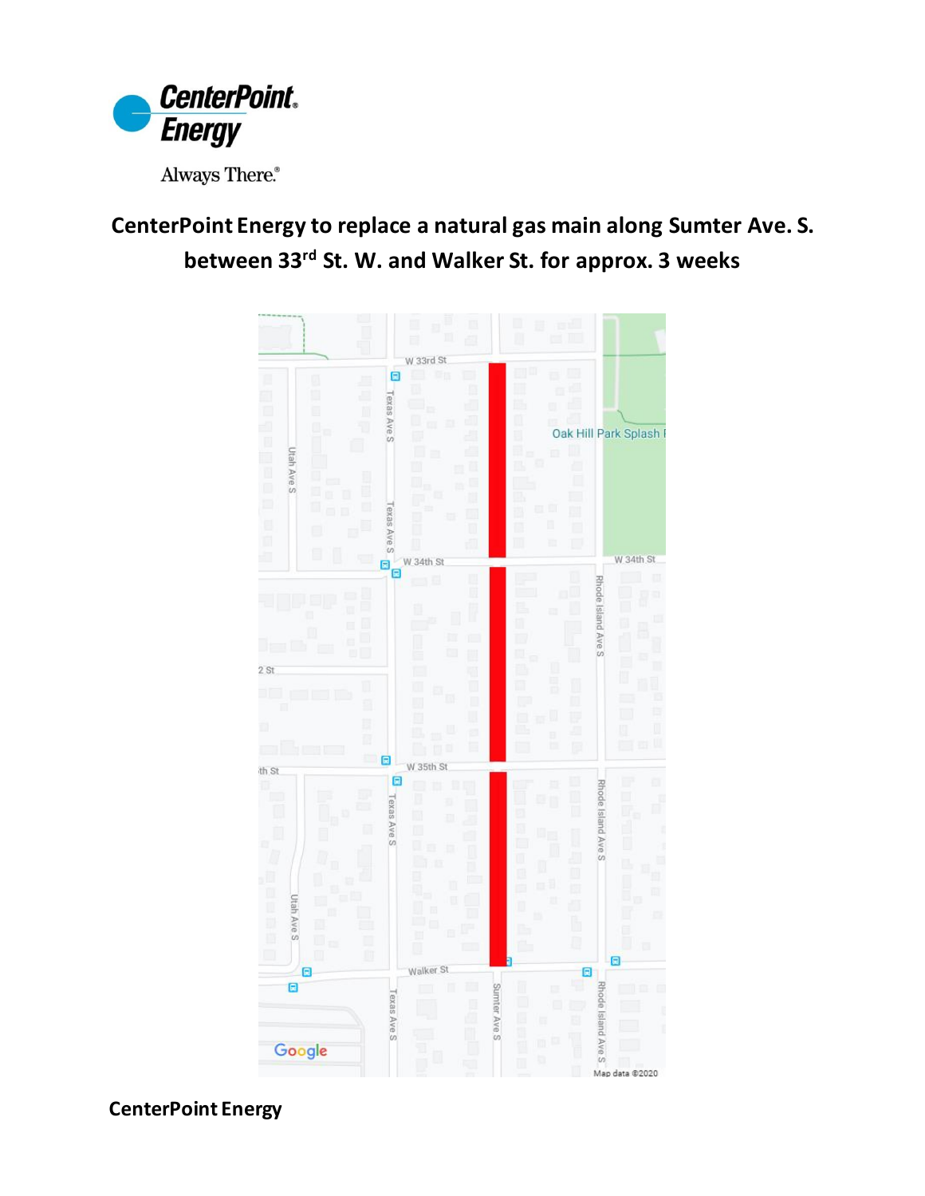**CenterPoint Energy**

Always There.®

## CenterPoint Energy to replace a natural gas main along Sumter Ave. S. between 33rd St. W. and Walker St. for approx. 3 weeks

W 33rd St
Oak Hill Park Splash
Texas Ave S
Utah Ave S
W 34th St
Rhode Island Ave S
2 St
W 35th St
th St
Walker St
Sumter Ave S
Google
Map data ©2020

**CenterPoint Energy**